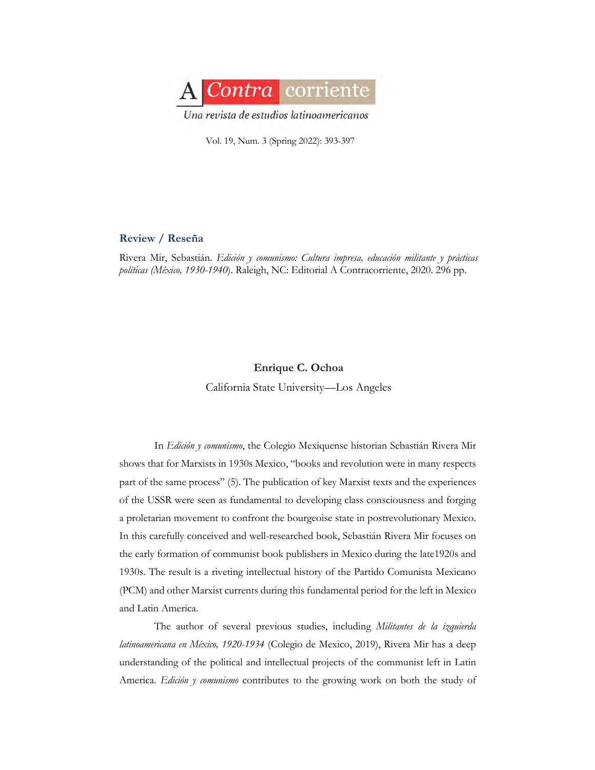# A Contra corriente

*Una revista de estudios latinoamericanos*

## Review / Reseña

Rivera Mir, Sebastián. *Edición y comunismo: Cultura impresa, educación militante y prácticas políticas (México, 1930-1940*). Raleigh, NC: Editorial A Contracorriente, 2020. 296 pp.

**Enrique C. Ochoa**

California State University—Los Angeles

In *Edición y comunismo*, the Colegio Mexiquense historian Sebastián Rivera Mir shows that for Marxists in 1930s Mexico, "books and revolution were in many respects part of the same process" (5). The publication of key Marxist texts and the experiences of the USSR were seen as fundamental to developing class consciousness and forging a proletarian movement to confront the bourgeoise state in postrevolutionary Mexico. In this carefully conceived and well-researched book, Sebastián Rivera Mir focuses on the early formation of communist book publishers in Mexico during the late1920s and 1930s. The result is a riveting intellectual history of the Partido Comunista Mexicano (PCM) and other Marxist currents during this fundamental period for the left in Mexico and Latin America.

The author of several previous studies, including *Militantes de la izquierda latinoamericana en México, 1920-1934* (Colegio de Mexico, 2019), Rivera Mir has a deep understanding of the political and intellectual projects of the communist left in Latin America. *Edición y comunismo* contributes to the growing work on both the study of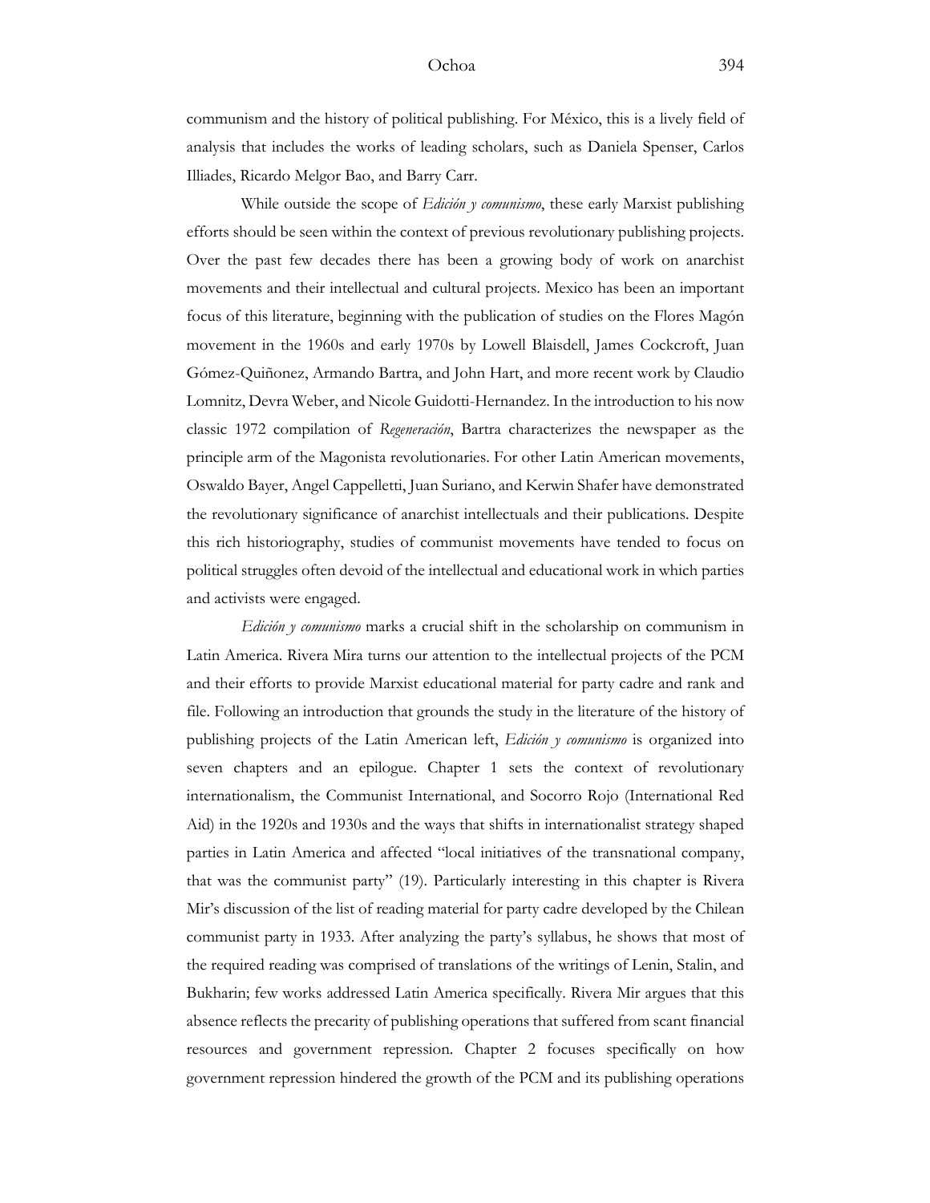communism and the history of political publishing. For México, this is a lively field of analysis that includes the works of leading scholars, such as Daniela Spenser, Carlos Illiades, Ricardo Melgor Bao, and Barry Carr.

While outside the scope of *Edición y comunismo*, these early Marxist publishing efforts should be seen within the context of previous revolutionary publishing projects. Over the past few decades there has been a growing body of work on anarchist movements and their intellectual and cultural projects. Mexico has been an important focus of this literature, beginning with the publication of studies on the Flores Magón movement in the 1960s and early 1970s by Lowell Blaisdell, James Cockcroft, Juan Gómez-Quiñonez, Armando Bartra, and John Hart, and more recent work by Claudio Lomnitz, Devra Weber, and Nicole Guidotti-Hernandez. In the introduction to his now classic 1972 compilation of *Regeneración*, Bartra characterizes the newspaper as the principle arm of the Magonista revolutionaries. For other Latin American movements, Oswaldo Bayer, Angel Cappelletti, Juan Suriano, and Kerwin Shafer have demonstrated the revolutionary significance of anarchist intellectuals and their publications. Despite this rich historiography, studies of communist movements have tended to focus on political struggles often devoid of the intellectual and educational work in which parties and activists were engaged.

*Edición y comunismo* marks a crucial shift in the scholarship on communism in Latin America. Rivera Mira turns our attention to the intellectual projects of the PCM and their efforts to provide Marxist educational material for party cadre and rank and file. Following an introduction that grounds the study in the literature of the history of publishing projects of the Latin American left, *Edición y comunismo* is organized into seven chapters and an epilogue. Chapter 1 sets the context of revolutionary internationalism, the Communist International, and Socorro Rojo (International Red Aid) in the 1920s and 1930s and the ways that shifts in internationalist strategy shaped parties in Latin America and affected "local initiatives of the transnational company, that was the communist party" (19). Particularly interesting in this chapter is Rivera Mir's discussion of the list of reading material for party cadre developed by the Chilean communist party in 1933. After analyzing the party's syllabus, he shows that most of the required reading was comprised of translations of the writings of Lenin, Stalin, and Bukharin; few works addressed Latin America specifically. Rivera Mir argues that this absence reflects the precarity of publishing operations that suffered from scant financial resources and government repression. Chapter 2 focuses specifically on how government repression hindered the growth of the PCM and its publishing operations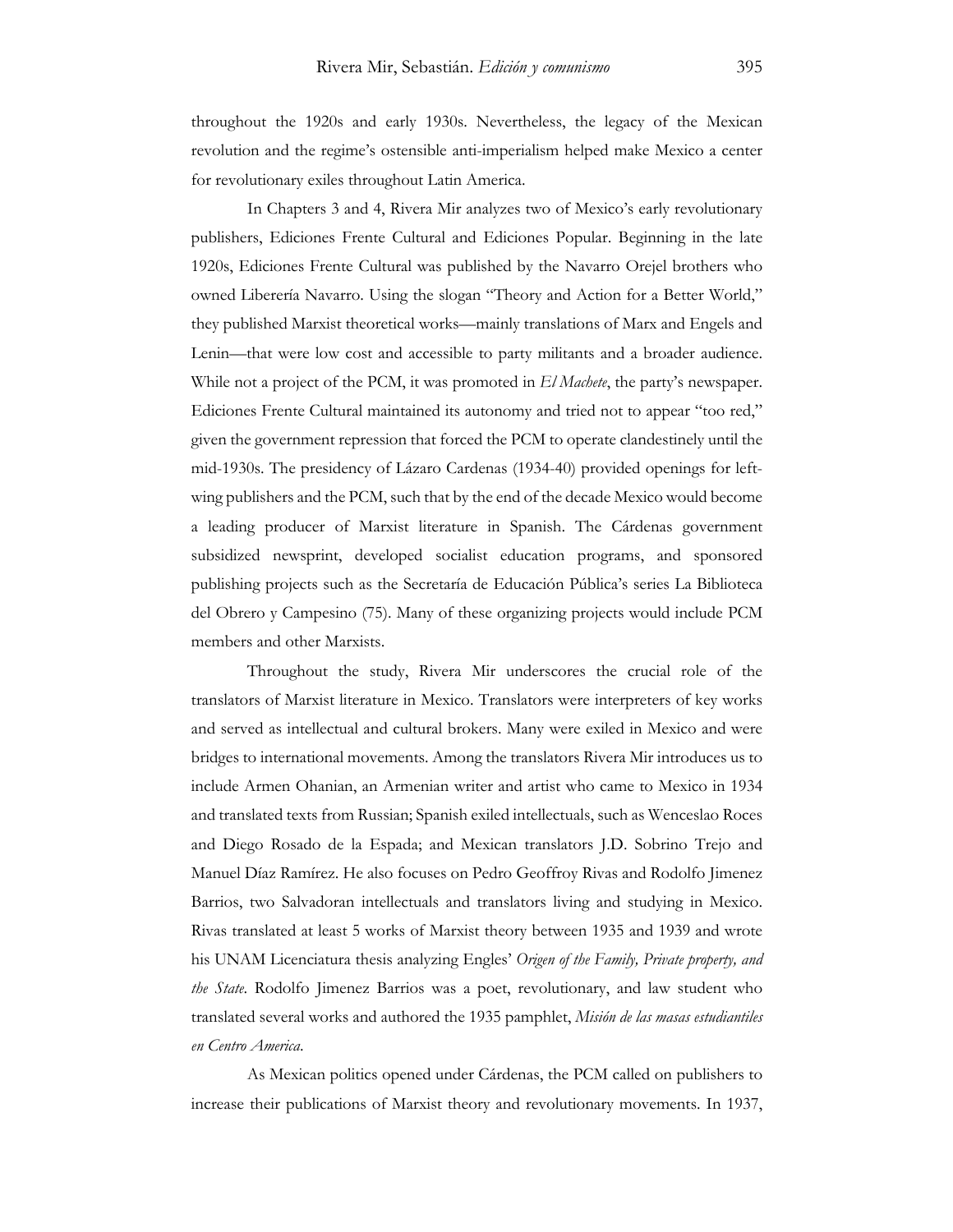throughout the 1920s and early 1930s. Nevertheless, the legacy of the Mexican revolution and the regime's ostensible anti-imperialism helped make Mexico a center for revolutionary exiles throughout Latin America.

In Chapters 3 and 4, Rivera Mir analyzes two of Mexico's early revolutionary publishers, Ediciones Frente Cultural and Ediciones Popular. Beginning in the late 1920s, Ediciones Frente Cultural was published by the Navarro Orejel brothers who owned Libererίa Navarro. Using the slogan "Theory and Action for a Better World," they published Marxist theoretical works—mainly translations of Marx and Engels and Lenin—that were low cost and accessible to party militants and a broader audience. While not a project of the PCM, it was promoted in *El Machete*, the party's newspaper. Ediciones Frente Cultural maintained its autonomy and tried not to appear "too red," given the government repression that forced the PCM to operate clandestinely until the mid-1930s. The presidency of Lázaro Cardenas (1934-40) provided openings for left-wing publishers and the PCM, such that by the end of the decade Mexico would become a leading producer of Marxist literature in Spanish. The Cárdenas government subsidized newsprint, developed socialist education programs, and sponsored publishing projects such as the Secretaría de Educación Pública's series La Biblioteca del Obrero y Campesino (75). Many of these organizing projects would include PCM members and other Marxists.

Throughout the study, Rivera Mir underscores the crucial role of the translators of Marxist literature in Mexico. Translators were interpreters of key works and served as intellectual and cultural brokers. Many were exiled in Mexico and were bridges to international movements. Among the translators Rivera Mir introduces us to include Armen Ohanian, an Armenian writer and artist who came to Mexico in 1934 and translated texts from Russian; Spanish exiled intellectuals, such as Wenceslao Roces and Diego Rosado de la Espada; and Mexican translators J.D. Sobrino Trejo and Manuel Díaz Ramírez. He also focuses on Pedro Geoffroy Rivas and Rodolfo Jimenez Barrios, two Salvadoran intellectuals and translators living and studying in Mexico. Rivas translated at least 5 works of Marxist theory between 1935 and 1939 and wrote his UNAM Licenciatura thesis analyzing Engles' *Origen of the Family, Private property, and the State*. Rodolfo Jimenez Barrios was a poet, revolutionary, and law student who translated several works and authored the 1935 pamphlet, *Misión de las masas estudiantiles en Centro America*.

As Mexican politics opened under Cárdenas, the PCM called on publishers to increase their publications of Marxist theory and revolutionary movements. In 1937,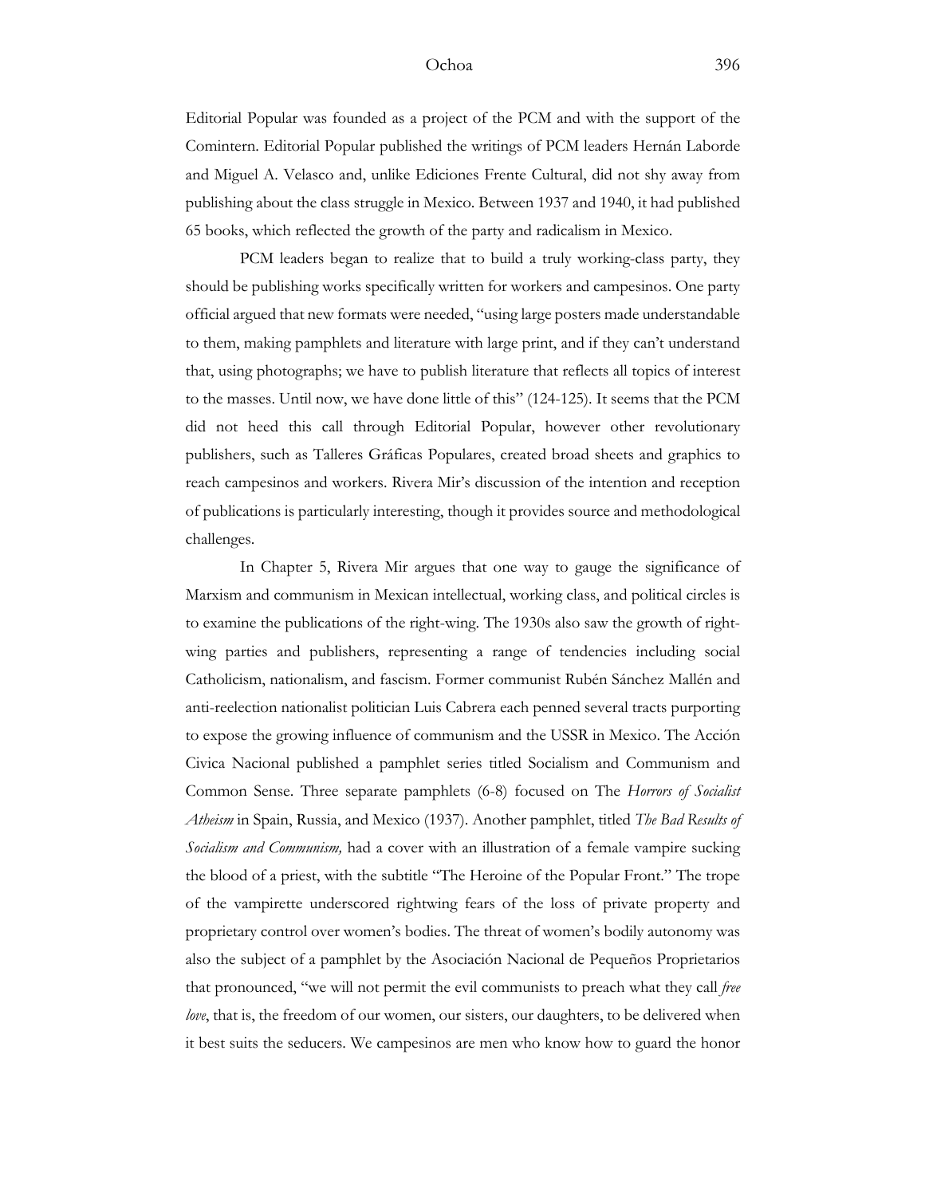Editorial Popular was founded as a project of the PCM and with the support of the Comintern. Editorial Popular published the writings of PCM leaders Hernán Laborde and Miguel A. Velasco and, unlike Ediciones Frente Cultural, did not shy away from publishing about the class struggle in Mexico. Between 1937 and 1940, it had published 65 books, which reflected the growth of the party and radicalism in Mexico.

PCM leaders began to realize that to build a truly working-class party, they should be publishing works specifically written for workers and campesinos. One party official argued that new formats were needed, "using large posters made understandable to them, making pamphlets and literature with large print, and if they can't understand that, using photographs; we have to publish literature that reflects all topics of interest to the masses. Until now, we have done little of this" (124-125). It seems that the PCM did not heed this call through Editorial Popular, however other revolutionary publishers, such as Talleres Gráficas Populares, created broad sheets and graphics to reach campesinos and workers. Rivera Mir's discussion of the intention and reception of publications is particularly interesting, though it provides source and methodological challenges.

In Chapter 5, Rivera Mir argues that one way to gauge the significance of Marxism and communism in Mexican intellectual, working class, and political circles is to examine the publications of the right-wing. The 1930s also saw the growth of right-wing parties and publishers, representing a range of tendencies including social Catholicism, nationalism, and fascism. Former communist Rubén Sánchez Mallén and anti-reelection nationalist politician Luis Cabrera each penned several tracts purporting to expose the growing influence of communism and the USSR in Mexico. The Acción Civica Nacional published a pamphlet series titled Socialism and Communism and Common Sense. Three separate pamphlets (6-8) focused on The *Horrors of Socialist Atheism* in Spain, Russia, and Mexico (1937). Another pamphlet, titled *The Bad Results of Socialism and Communism,* had a cover with an illustration of a female vampire sucking the blood of a priest, with the subtitle "The Heroine of the Popular Front." The trope of the vampirette underscored rightwing fears of the loss of private property and proprietary control over women's bodies. The threat of women's bodily autonomy was also the subject of a pamphlet by the Asociación Nacional de Pequeños Proprietarios that pronounced, "we will not permit the evil communists to preach what they call *free love*, that is, the freedom of our women, our sisters, our daughters, to be delivered when it best suits the seducers. We campesinos are men who know how to guard the honor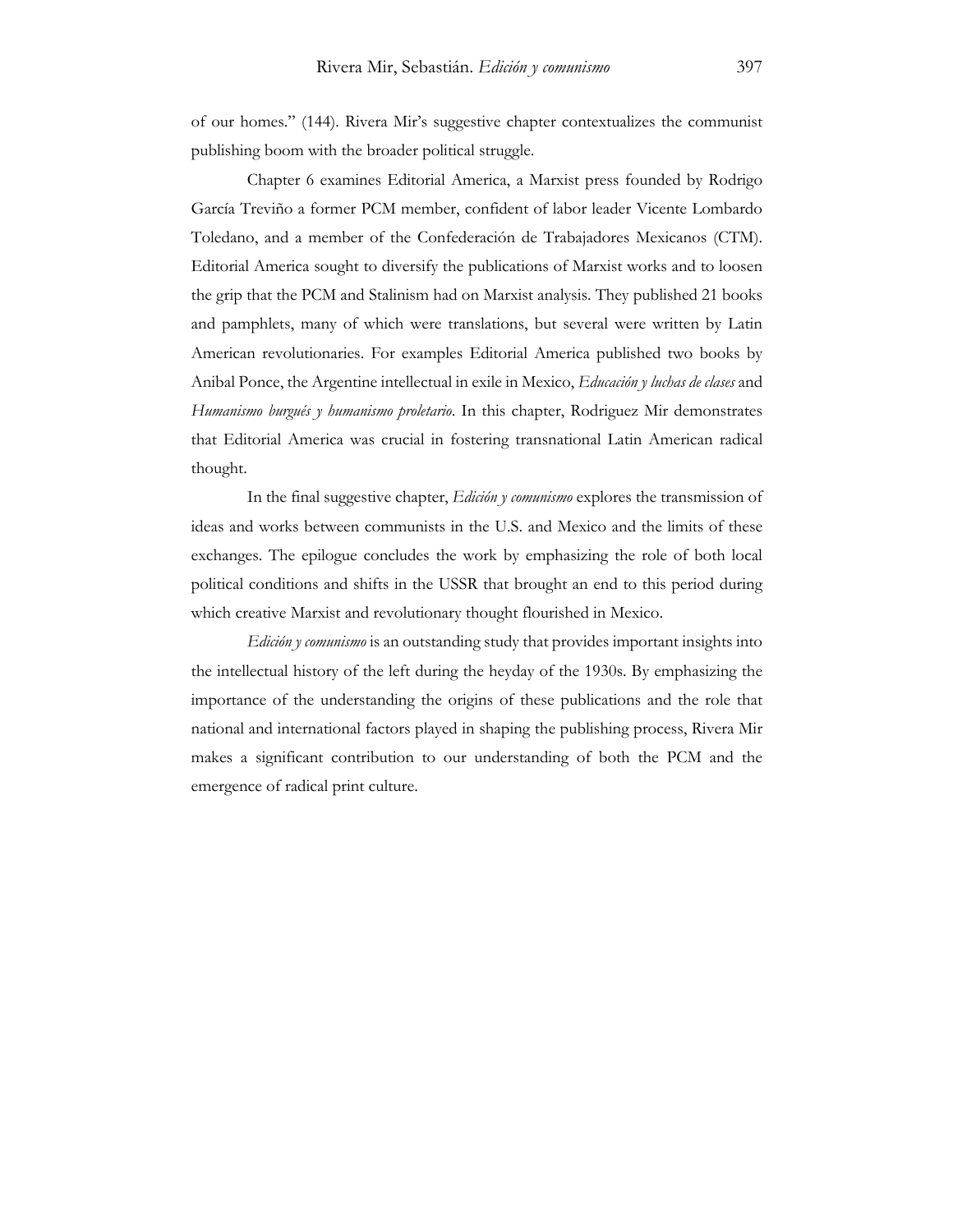of our homes." (144). Rivera Mir's suggestive chapter contextualizes the communist publishing boom with the broader political struggle.

Chapter 6 examines Editorial America, a Marxist press founded by Rodrigo García Treviño a former PCM member, confident of labor leader Vicente Lombardo Toledano, and a member of the Confederación de Trabajadores Mexicanos (CTM). Editorial America sought to diversify the publications of Marxist works and to loosen the grip that the PCM and Stalinism had on Marxist analysis. They published 21 books and pamphlets, many of which were translations, but several were written by Latin American revolutionaries. For examples Editorial America published two books by Anibal Ponce, the Argentine intellectual in exile in Mexico, *Educación y luchas de clases* and *Humanismo burgués y humanismo proletario*. In this chapter, Rodriguez Mir demonstrates that Editorial America was crucial in fostering transnational Latin American radical thought.

In the final suggestive chapter, *Edición y comunismo* explores the transmission of ideas and works between communists in the U.S. and Mexico and the limits of these exchanges. The epilogue concludes the work by emphasizing the role of both local political conditions and shifts in the USSR that brought an end to this period during which creative Marxist and revolutionary thought flourished in Mexico.

*Edición y comunismo* is an outstanding study that provides important insights into the intellectual history of the left during the heyday of the 1930s. By emphasizing the importance of the understanding the origins of these publications and the role that national and international factors played in shaping the publishing process, Rivera Mir makes a significant contribution to our understanding of both the PCM and the emergence of radical print culture.